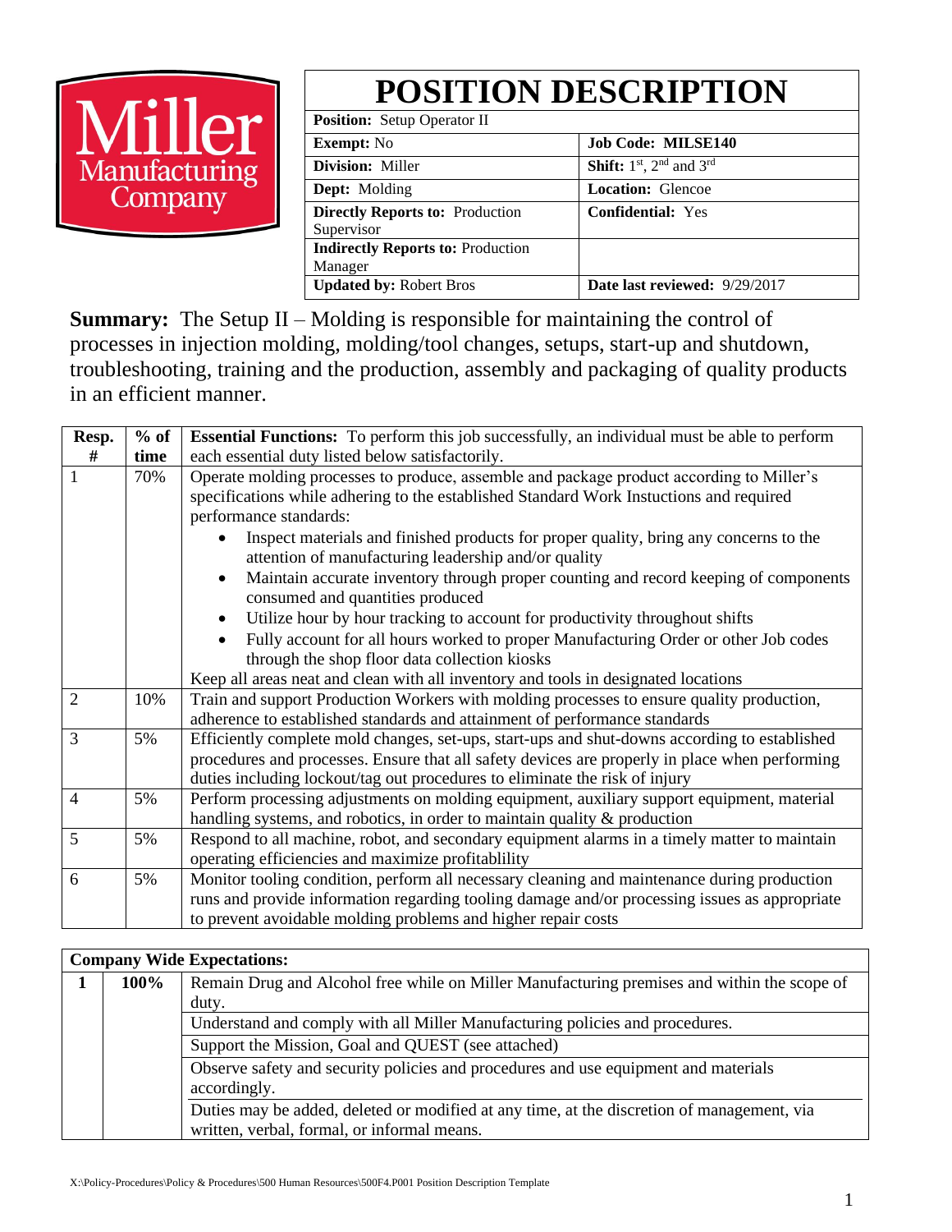Miller Manufacturing Company

# POSITION DESCRIPTION

| **Position:** Setup Operator II | |
|---|---|
| **Exempt:** No | **Job Code: MILSE140** |
| **Division:** Miller | **Shift:** 1st, 2nd and 3rd |
| **Dept:** Molding | **Location:** Glencoe |
| **Directly Reports to:** Production Supervisor | **Confidential:** Yes |
| **Indirectly Reports to:** Production Manager | |
| **Updated by:** Robert Bros | **Date last reviewed:** 9/29/2017 |

**Summary:** The Setup II – Molding is responsible for maintaining the control of processes in injection molding, molding/tool changes, setups, start-up and shutdown, troubleshooting, training and the production, assembly and packaging of quality products in an efficient manner.

| Resp. # | % of time | **Essential Functions:** To perform this job successfully, an individual must be able to perform each essential duty listed below satisfactorily. |
|---|---|---|
| 1 | 70% | Operate molding processes to produce, assemble and package product according to Miller's specifications while adhering to the established Standard Work Instuctions and required performance standards:<br>• Inspect materials and finished products for proper quality, bring any concerns to the attention of manufacturing leadership and/or quality<br>• Maintain accurate inventory through proper counting and record keeping of components consumed and quantities produced<br>• Utilize hour by hour tracking to account for productivity throughout shifts<br>• Fully account for all hours worked to proper Manufacturing Order or other Job codes through the shop floor data collection kiosks<br>Keep all areas neat and clean with all inventory and tools in designated locations |
| 2 | 10% | Train and support Production Workers with molding processes to ensure quality production, adherence to established standards and attainment of performance standards |
| 3 | 5% | Efficiently complete mold changes, set-ups, start-ups and shut-downs according to established procedures and processes. Ensure that all safety devices are properly in place when performing duties including lockout/tag out procedures to eliminate the risk of injury |
| 4 | 5% | Perform processing adjustments on molding equipment, auxiliary support equipment, material handling systems, and robotics, in order to maintain quality & production |
| 5 | 5% | Respond to all machine, robot, and secondary equipment alarms in a timely matter to maintain operating efficiencies and maximize profitablility |
| 6 | 5% | Monitor tooling condition, perform all necessary cleaning and maintenance during production runs and provide information regarding tooling damage and/or processing issues as appropriate to prevent avoidable molding problems and higher repair costs |

| **Company Wide Expectations:** | | |
|---|---|---|
| **1** | **100%** | Remain Drug and Alcohol free while on Miller Manufacturing premises and within the scope of duty. |
| | | Understand and comply with all Miller Manufacturing policies and procedures. |
| | | Support the Mission, Goal and QUEST (see attached) |
| | | Observe safety and security policies and procedures and use equipment and materials accordingly. |
| | | Duties may be added, deleted or modified at any time, at the discretion of management, via written, verbal, formal, or informal means. |

X:\Policy-Procedures\Policy & Procedures\500 Human Resources\500F4.P001 Position Description Template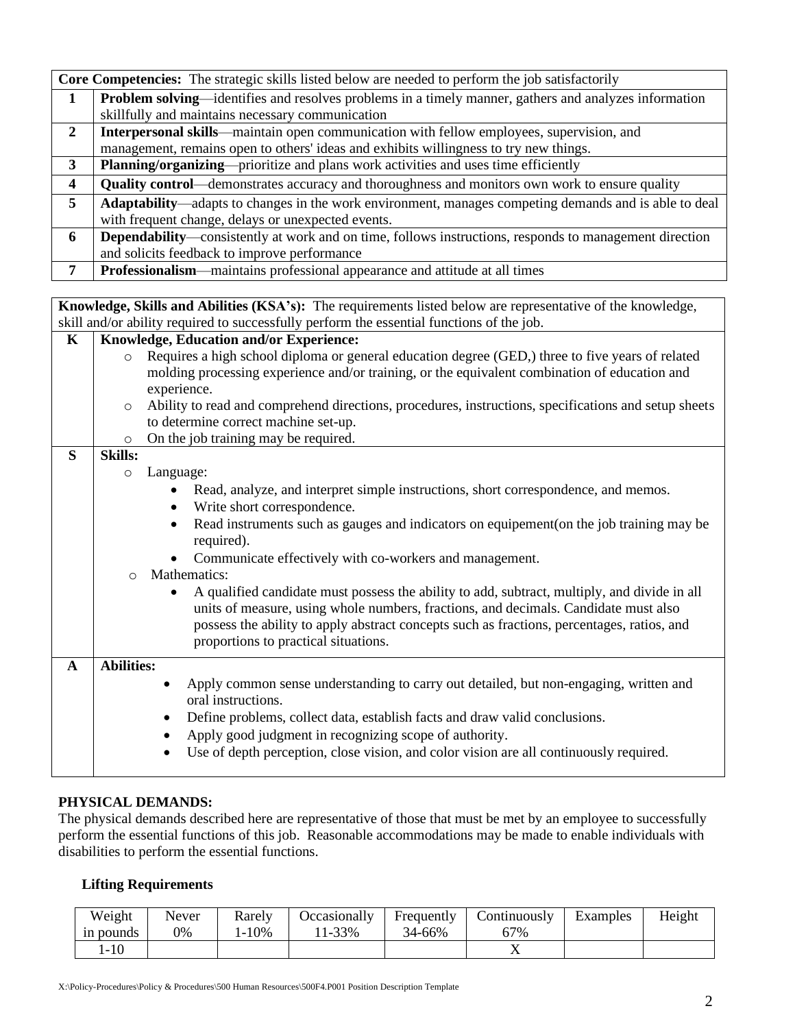| Core Competencies: The strategic skills listed below are needed to perform the job satisfactorily | |
|---|---|
| **1** | **Problem solving**—identifies and resolves problems in a timely manner, gathers and analyzes information skillfully and maintains necessary communication |
| **2** | **Interpersonal skills**—maintain open communication with fellow employees, supervision, and management, remains open to others' ideas and exhibits willingness to try new things. |
| **3** | **Planning/organizing**—prioritize and plans work activities and uses time efficiently |
| **4** | **Quality control**—demonstrates accuracy and thoroughness and monitors own work to ensure quality |
| **5** | **Adaptability**—adapts to changes in the work environment, manages competing demands and is able to deal with frequent change, delays or unexpected events. |
| **6** | **Dependability**—consistently at work and on time, follows instructions, responds to management direction and solicits feedback to improve performance |
| **7** | **Professionalism**—maintains professional appearance and attitude at all times |

**Knowledge, Skills and Abilities (KSA's):** The requirements listed below are representative of the knowledge, skill and/or ability required to successfully perform the essential functions of the job.

**K — Knowledge, Education and/or Experience:**

- Requires a high school diploma or general education degree (GED,) three to five years of related molding processing experience and/or training, or the equivalent combination of education and experience.
- Ability to read and comprehend directions, procedures, instructions, specifications and setup sheets to determine correct machine set-up.
- On the job training may be required.

**S — Skills:**

- Language:
  - Read, analyze, and interpret simple instructions, short correspondence, and memos.
  - Write short correspondence.
  - Read instruments such as gauges and indicators on equipement(on the job training may be required).
  - Communicate effectively with co-workers and management.
- Mathematics:
  - A qualified candidate must possess the ability to add, subtract, multiply, and divide in all units of measure, using whole numbers, fractions, and decimals. Candidate must also possess the ability to apply abstract concepts such as fractions, percentages, ratios, and proportions to practical situations.

**A — Abilities:**

- Apply common sense understanding to carry out detailed, but non-engaging, written and oral instructions.
- Define problems, collect data, establish facts and draw valid conclusions.
- Apply good judgment in recognizing scope of authority.
- Use of depth perception, close vision, and color vision are all continuously required.

**PHYSICAL DEMANDS:**

The physical demands described here are representative of those that must be met by an employee to successfully perform the essential functions of this job. Reasonable accommodations may be made to enable individuals with disabilities to perform the essential functions.

**Lifting Requirements**

| Weight in pounds | Never 0% | Rarely 1-10% | Occasionally 11-33% | Frequently 34-66% | Continuously 67% | Examples | Height |
|---|---|---|---|---|---|---|---|
| 1-10 | | | | | X | | |

X:\Policy-Procedures\Policy & Procedures\500 Human Resources\500F4.P001 Position Description Template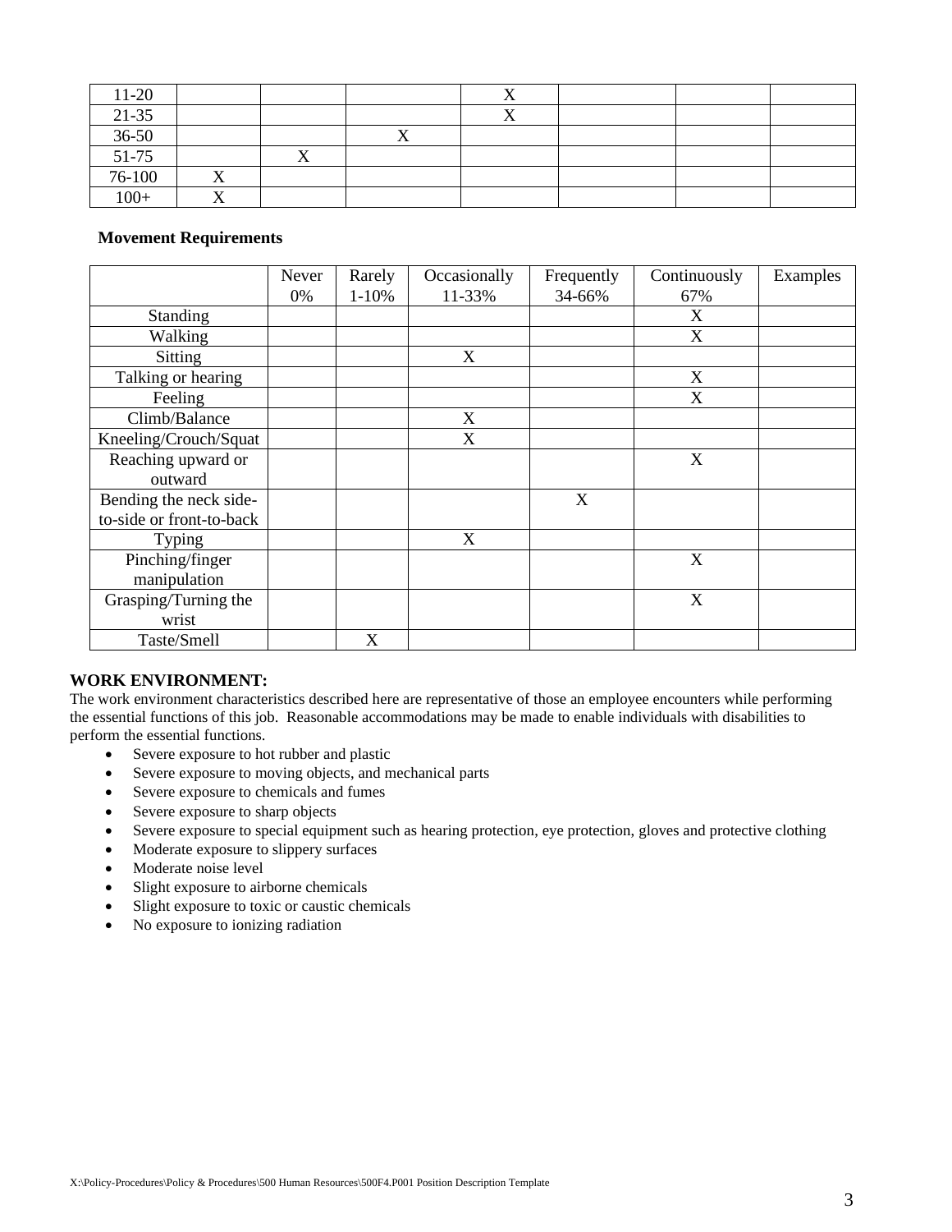| | | | | | | | |
|---|---|---|---|---|---|---|---|
| 11-20 | | | | X | | | |
| 21-35 | | | | X | | | |
| 36-50 | | | X | | | | |
| 51-75 | | X | | | | | |
| 76-100 | X | | | | | | |
| 100+ | X | | | | | | |

**Movement Requirements**

| | Never 0% | Rarely 1-10% | Occasionally 11-33% | Frequently 34-66% | Continuously 67% | Examples |
|---|---|---|---|---|---|---|
| Standing | | | | | X | |
| Walking | | | | | X | |
| Sitting | | | X | | | |
| Talking or hearing | | | | | X | |
| Feeling | | | | | X | |
| Climb/Balance | | | X | | | |
| Kneeling/Crouch/Squat | | | X | | | |
| Reaching upward or outward | | | | | X | |
| Bending the neck side-to-side or front-to-back | | | | X | | |
| Typing | | | X | | | |
| Pinching/finger manipulation | | | | | X | |
| Grasping/Turning the wrist | | | | | X | |
| Taste/Smell | | X | | | | |

**WORK ENVIRONMENT:**

The work environment characteristics described here are representative of those an employee encounters while performing the essential functions of this job. Reasonable accommodations may be made to enable individuals with disabilities to perform the essential functions.

- Severe exposure to hot rubber and plastic
- Severe exposure to moving objects, and mechanical parts
- Severe exposure to chemicals and fumes
- Severe exposure to sharp objects
- Severe exposure to special equipment such as hearing protection, eye protection, gloves and protective clothing
- Moderate exposure to slippery surfaces
- Moderate noise level
- Slight exposure to airborne chemicals
- Slight exposure to toxic or caustic chemicals
- No exposure to ionizing radiation

X:\Policy-Procedures\Policy & Procedures\500 Human Resources\500F4.P001 Position Description Template